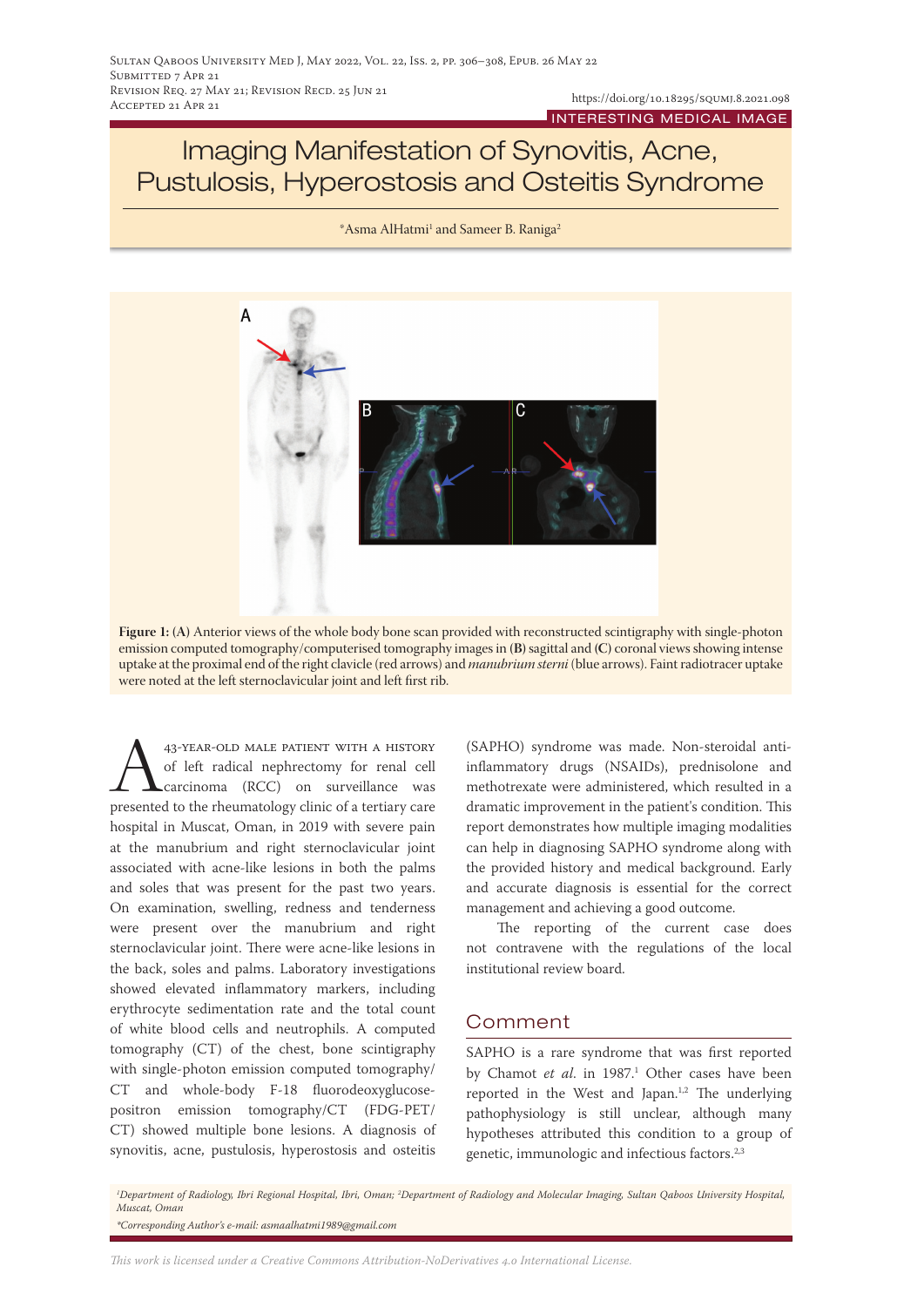Submitted 7 Apr 21
Revision Req. 27 May 21; Revision Recd. 25 Jun 21
Accepted 21 Apr 21

https://doi.org/10.18295/squmj.8.2021.098

INTERESTING MEDICAL IMAGE

# Imaging Manifestation of Synovitis, Acne, Pustulosis, Hyperostosis and Osteitis Syndrome

*Asma AlHatmi[1] and Sameer B. Raniga[2]

**Figure 1:** **(A)** Anterior views of the whole body bone scan provided with reconstructed scintigraphy with single-photon emission computed tomography/computerised tomography images in **(B)** sagittal and **(C)** coronal views showing intense uptake at the proximal end of the right clavicle (red arrows) and *manubrium sterni* (blue arrows). Faint radiotracer uptake were noted at the left sternoclavicular joint and left first rib.

A 43-year-old male patient with a history of left radical nephrectomy for renal cell carcinoma (RCC) on surveillance was presented to the rheumatology clinic of a tertiary care hospital in Muscat, Oman, in 2019 with severe pain at the manubrium and right sternoclavicular joint associated with acne-like lesions in both the palms and soles that was present for the past two years. On examination, swelling, redness and tenderness were present over the manubrium and right sternoclavicular joint. There were acne-like lesions in the back, soles and palms. Laboratory investigations showed elevated inflammatory markers, including erythrocyte sedimentation rate and the total count of white blood cells and neutrophils. A computed tomography (CT) of the chest, bone scintigraphy with single-photon emission computed tomography/CT and whole-body F-18 fluorodeoxyglucose-positron emission tomography/CT (FDG-PET/CT) showed multiple bone lesions. A diagnosis of synovitis, acne, pustulosis, hyperostosis and osteitis (SAPHO) syndrome was made. Non-steroidal anti-inflammatory drugs (NSAIDs), prednisolone and methotrexate were administered, which resulted in a dramatic improvement in the patient's condition. This report demonstrates how multiple imaging modalities can help in diagnosing SAPHO syndrome along with the provided history and medical background. Early and accurate diagnosis is essential for the correct management and achieving a good outcome.

The reporting of the current case does not contravene with the regulations of the local institutional review board.

## Comment

SAPHO is a rare syndrome that was first reported by Chamot *et al.* in 1987.[1] Other cases have been reported in the West and Japan.[1,2] The underlying pathophysiology is still unclear, although many hypotheses attributed this condition to a group of genetic, immunologic and infectious factors.[2,3]

*[1]Department of Radiology, Ibri Regional Hospital, Ibri, Oman; [2]Department of Radiology and Molecular Imaging, Sultan Qaboos University Hospital, Muscat, Oman*
*\*Corresponding Author's e-mail: asmaalhatmi1989@gmail.com*

*This work is licensed under a Creative Commons Attribution-NoDerivatives 4.0 International License.*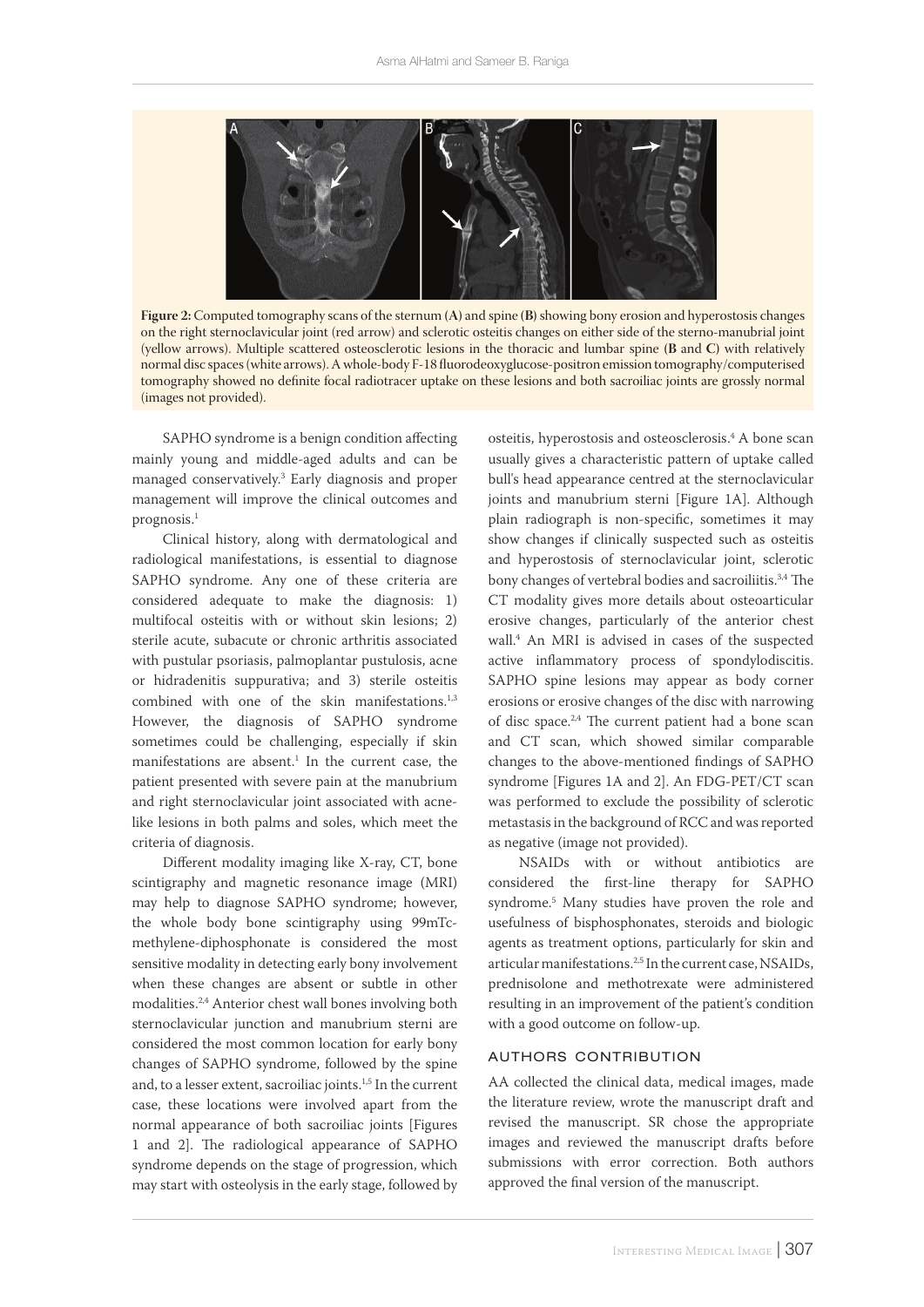**Figure 2:** Computed tomography scans of the sternum (**A**) and spine (**B**) showing bony erosion and hyperostosis changes on the right sternoclavicular joint (red arrow) and sclerotic osteitis changes on either side of the sterno-manubrial joint (yellow arrows). Multiple scattered osteosclerotic lesions in the thoracic and lumbar spine (**B** and **C**) with relatively normal disc spaces (white arrows). A whole-body F-18 fluorodeoxyglucose-positron emission tomography/computerised tomography showed no definite focal radiotracer uptake on these lesions and both sacroiliac joints are grossly normal (images not provided).

SAPHO syndrome is a benign condition affecting mainly young and middle-aged adults and can be managed conservatively.[3] Early diagnosis and proper management will improve the clinical outcomes and prognosis.[1]

Clinical history, along with dermatological and radiological manifestations, is essential to diagnose SAPHO syndrome. Any one of these criteria are considered adequate to make the diagnosis: 1) multifocal osteitis with or without skin lesions; 2) sterile acute, subacute or chronic arthritis associated with pustular psoriasis, palmoplantar pustulosis, acne or hidradenitis suppurativa; and 3) sterile osteitis combined with one of the skin manifestations.[1,3] However, the diagnosis of SAPHO syndrome sometimes could be challenging, especially if skin manifestations are absent.[1] In the current case, the patient presented with severe pain at the manubrium and right sternoclavicular joint associated with acne-like lesions in both palms and soles, which meet the criteria of diagnosis.

Different modality imaging like X-ray, CT, bone scintigraphy and magnetic resonance image (MRI) may help to diagnose SAPHO syndrome; however, the whole body bone scintigraphy using 99mTc-methylene-diphosphonate is considered the most sensitive modality in detecting early bony involvement when these changes are absent or subtle in other modalities.[2,4] Anterior chest wall bones involving both sternoclavicular junction and manubrium sterni are considered the most common location for early bony changes of SAPHO syndrome, followed by the spine and, to a lesser extent, sacroiliac joints.[1,5] In the current case, these locations were involved apart from the normal appearance of both sacroiliac joints [Figures 1 and 2]. The radiological appearance of SAPHO syndrome depends on the stage of progression, which may start with osteolysis in the early stage, followed by osteitis, hyperostosis and osteosclerosis.[4] A bone scan usually gives a characteristic pattern of uptake called bull's head appearance centred at the sternoclavicular joints and manubrium sterni [Figure 1A]. Although plain radiograph is non-specific, sometimes it may show changes if clinically suspected such as osteitis and hyperostosis of sternoclavicular joint, sclerotic bony changes of vertebral bodies and sacroiliitis.[3,4] The CT modality gives more details about osteoarticular erosive changes, particularly of the anterior chest wall.[4] An MRI is advised in cases of the suspected active inflammatory process of spondylodiscitis. SAPHO spine lesions may appear as body corner erosions or erosive changes of the disc with narrowing of disc space.[2,4] The current patient had a bone scan and CT scan, which showed similar comparable changes to the above-mentioned findings of SAPHO syndrome [Figures 1A and 2]. An FDG-PET/CT scan was performed to exclude the possibility of sclerotic metastasis in the background of RCC and was reported as negative (image not provided).

NSAIDs with or without antibiotics are considered the first-line therapy for SAPHO syndrome.[5] Many studies have proven the role and usefulness of bisphosphonates, steroids and biologic agents as treatment options, particularly for skin and articular manifestations.[2,5] In the current case, NSAIDs, prednisolone and methotrexate were administered resulting in an improvement of the patient's condition with a good outcome on follow-up.

## Authors Contribution

AA collected the clinical data, medical images, made the literature review, wrote the manuscript draft and revised the manuscript. SR chose the appropriate images and reviewed the manuscript drafts before submissions with error correction. Both authors approved the final version of the manuscript.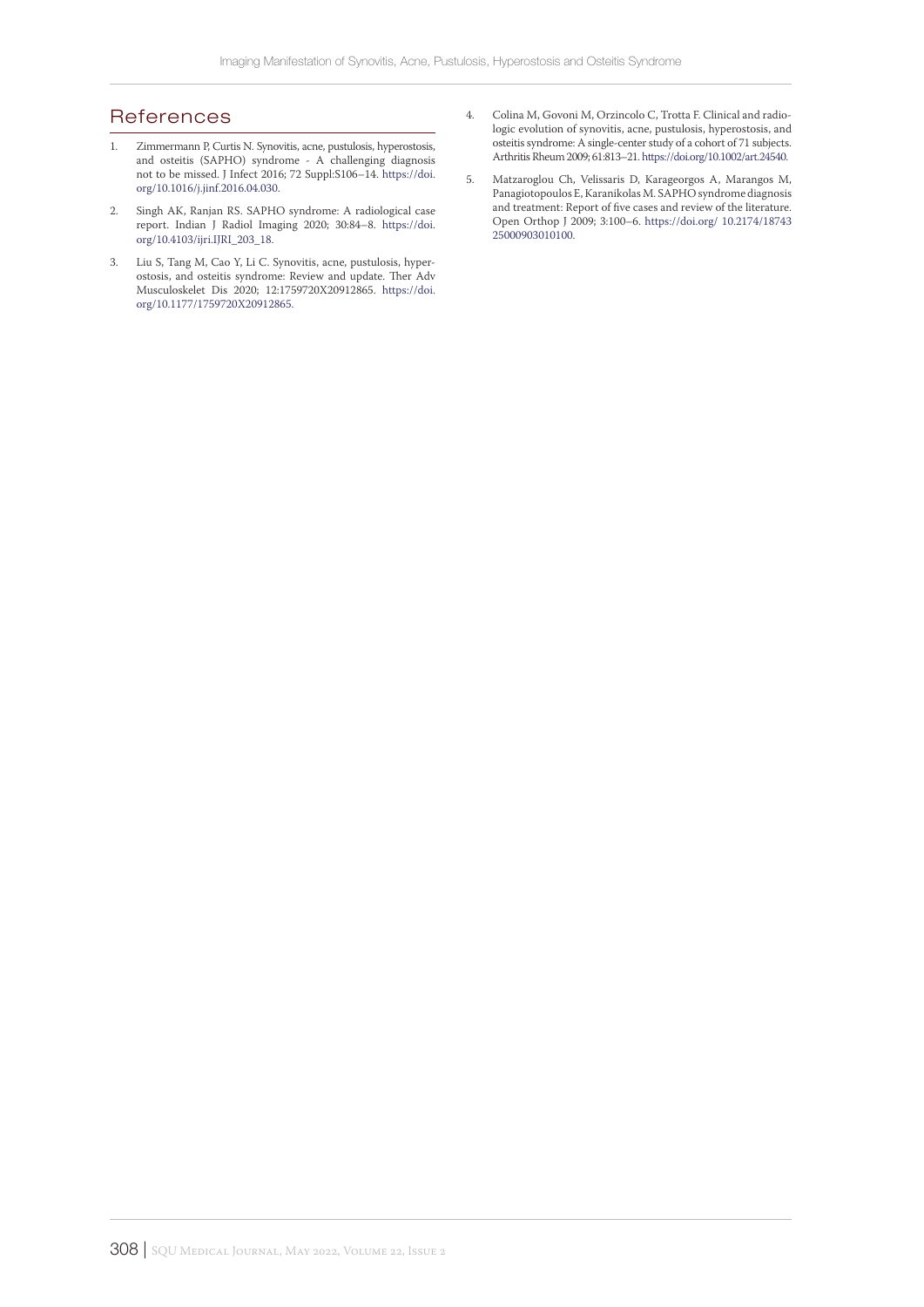## References

1. Zimmermann P, Curtis N. Synovitis, acne, pustulosis, hyperostosis, and osteitis (SAPHO) syndrome - A challenging diagnosis not to be missed. J Infect 2016; 72 Suppl:S106–14. https://doi.org/10.1016/j.jinf.2016.04.030.

2. Singh AK, Ranjan RS. SAPHO syndrome: A radiological case report. Indian J Radiol Imaging 2020; 30:84–8. https://doi.org/10.4103/ijri.IJRI_203_18.

3. Liu S, Tang M, Cao Y, Li C. Synovitis, acne, pustulosis, hyperostosis, and osteitis syndrome: Review and update. Ther Adv Musculoskelet Dis 2020; 12:1759720X20912865. https://doi.org/10.1177/1759720X20912865.

4. Colina M, Govoni M, Orzincolo C, Trotta F. Clinical and radiologic evolution of synovitis, acne, pustulosis, hyperostosis, and osteitis syndrome: A single-center study of a cohort of 71 subjects. Arthritis Rheum 2009; 61:813–21. https://doi.org/10.1002/art.24540.

5. Matzaroglou Ch, Velissaris D, Karageorgos A, Marangos M, Panagiotopoulos E, Karanikolas M. SAPHO syndrome diagnosis and treatment: Report of five cases and review of the literature. Open Orthop J 2009; 3:100–6. https://doi.org/ 10.2174/1874325000903010100.